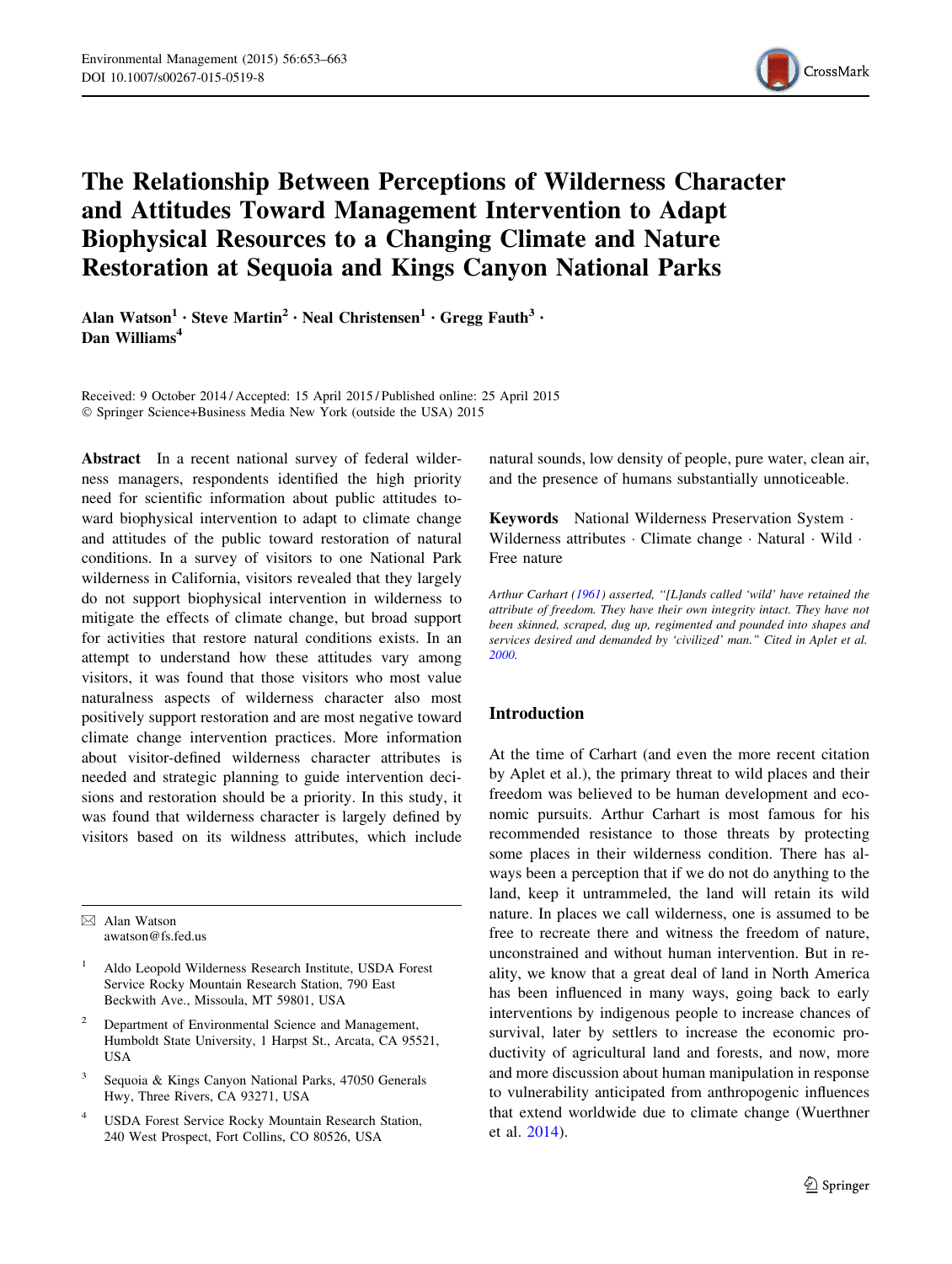# The Relationship Between Perceptions of Wilderness Character and Attitudes Toward Management Intervention to Adapt Biophysical Resources to a Changing Climate and Nature Restoration at Sequoia and Kings Canyon National Parks

**Alan Watson[1] · Steve Martin[2] · Neal Christensen[1] · Gregg Fauth[3] · Dan Williams[4]**

Received: 9 October 2014 / Accepted: 15 April 2015 / Published online: 25 April 2015
© Springer Science+Business Media New York (outside the USA) 2015

**Abstract** In a recent national survey of federal wilderness managers, respondents identified the high priority need for scientific information about public attitudes toward biophysical intervention to adapt to climate change and attitudes of the public toward restoration of natural conditions. In a survey of visitors to one National Park wilderness in California, visitors revealed that they largely do not support biophysical intervention in wilderness to mitigate the effects of climate change, but broad support for activities that restore natural conditions exists. In an attempt to understand how these attitudes vary among visitors, it was found that those visitors who most value naturalness aspects of wilderness character also most positively support restoration and are most negative toward climate change intervention practices. More information about visitor-defined wilderness character attributes is needed and strategic planning to guide intervention decisions and restoration should be a priority. In this study, it was found that wilderness character is largely defined by visitors based on its wildness attributes, which include natural sounds, low density of people, pure water, clean air, and the presence of humans substantially unnoticeable.

**Keywords** National Wilderness Preservation System · Wilderness attributes · Climate change · Natural · Wild · Free nature

✉ Alan Watson
awatson@fs.fed.us

[1] Aldo Leopold Wilderness Research Institute, USDA Forest Service Rocky Mountain Research Station, 790 East Beckwith Ave., Missoula, MT 59801, USA

[2] Department of Environmental Science and Management, Humboldt State University, 1 Harpst St., Arcata, CA 95521, USA

[3] Sequoia & Kings Canyon National Parks, 47050 Generals Hwy, Three Rivers, CA 93271, USA

[4] USDA Forest Service Rocky Mountain Research Station, 240 West Prospect, Fort Collins, CO 80526, USA

*Arthur Carhart (1961) asserted, "[L]ands called 'wild' have retained the attribute of freedom. They have their own integrity intact. They have not been skinned, scraped, dug up, regimented and pounded into shapes and services desired and demanded by 'civilized' man." Cited in Aplet et al. 2000.*

## Introduction

At the time of Carhart (and even the more recent citation by Aplet et al.), the primary threat to wild places and their freedom was believed to be human development and economic pursuits. Arthur Carhart is most famous for his recommended resistance to those threats by protecting some places in their wilderness condition. There has always been a perception that if we do not do anything to the land, keep it untrammeled, the land will retain its wild nature. In places we call wilderness, one is assumed to be free to recreate there and witness the freedom of nature, unconstrained and without human intervention. But in reality, we know that a great deal of land in North America has been influenced in many ways, going back to early interventions by indigenous people to increase chances of survival, later by settlers to increase the economic productivity of agricultural land and forests, and now, more and more discussion about human manipulation in response to vulnerability anticipated from anthropogenic influences that extend worldwide due to climate change (Wuerthner et al. 2014).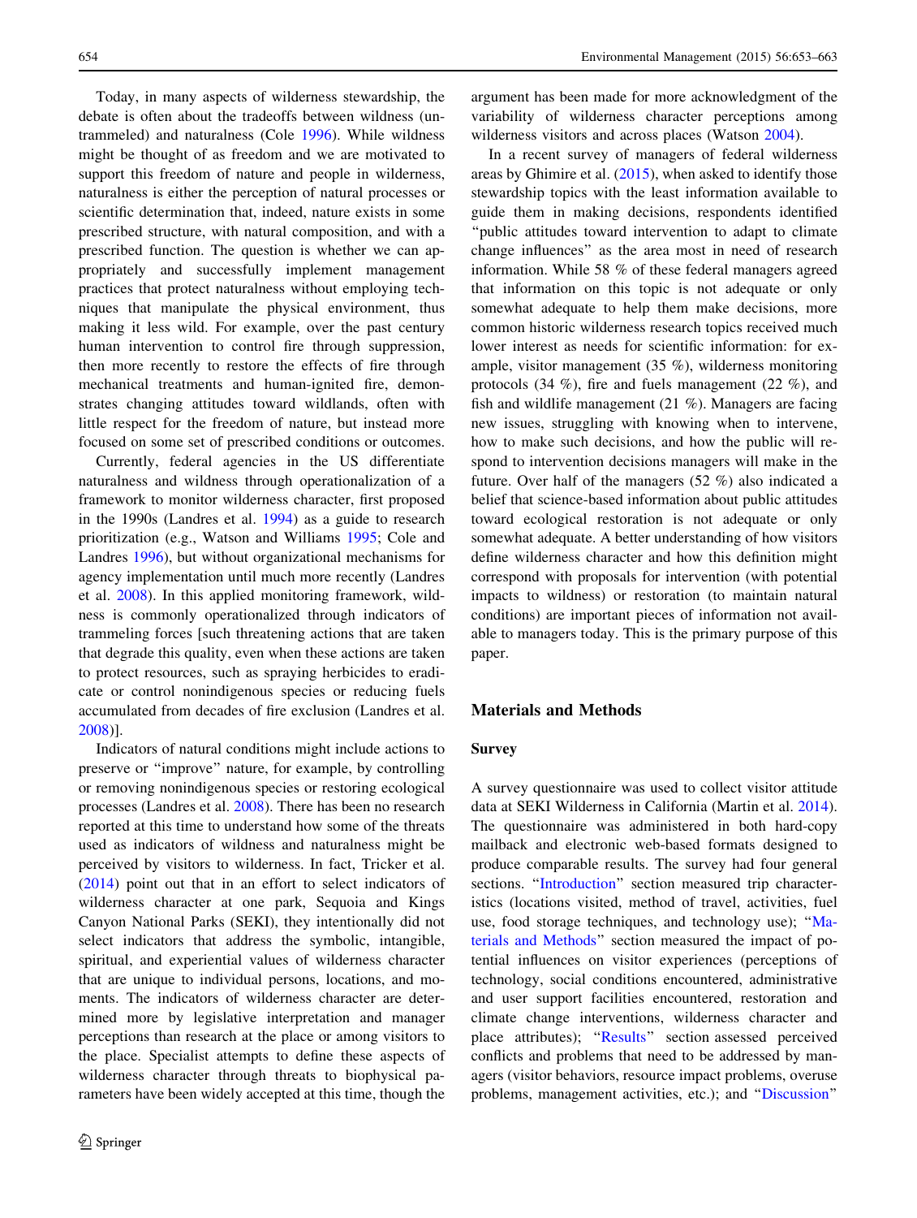Today, in many aspects of wilderness stewardship, the debate is often about the tradeoffs between wildness (untrammeled) and naturalness (Cole 1996). While wildness might be thought of as freedom and we are motivated to support this freedom of nature and people in wilderness, naturalness is either the perception of natural processes or scientific determination that, indeed, nature exists in some prescribed structure, with natural composition, and with a prescribed function. The question is whether we can appropriately and successfully implement management practices that protect naturalness without employing techniques that manipulate the physical environment, thus making it less wild. For example, over the past century human intervention to control fire through suppression, then more recently to restore the effects of fire through mechanical treatments and human-ignited fire, demonstrates changing attitudes toward wildlands, often with little respect for the freedom of nature, but instead more focused on some set of prescribed conditions or outcomes.

Currently, federal agencies in the US differentiate naturalness and wildness through operationalization of a framework to monitor wilderness character, first proposed in the 1990s (Landres et al. 1994) as a guide to research prioritization (e.g., Watson and Williams 1995; Cole and Landres 1996), but without organizational mechanisms for agency implementation until much more recently (Landres et al. 2008). In this applied monitoring framework, wildness is commonly operationalized through indicators of trammeling forces [such threatening actions that are taken that degrade this quality, even when these actions are taken to protect resources, such as spraying herbicides to eradicate or control nonindigenous species or reducing fuels accumulated from decades of fire exclusion (Landres et al. 2008)].

Indicators of natural conditions might include actions to preserve or "improve" nature, for example, by controlling or removing nonindigenous species or restoring ecological processes (Landres et al. 2008). There has been no research reported at this time to understand how some of the threats used as indicators of wildness and naturalness might be perceived by visitors to wilderness. In fact, Tricker et al. (2014) point out that in an effort to select indicators of wilderness character at one park, Sequoia and Kings Canyon National Parks (SEKI), they intentionally did not select indicators that address the symbolic, intangible, spiritual, and experiential values of wilderness character that are unique to individual persons, locations, and moments. The indicators of wilderness character are determined more by legislative interpretation and manager perceptions than research at the place or among visitors to the place. Specialist attempts to define these aspects of wilderness character through threats to biophysical parameters have been widely accepted at this time, though the argument has been made for more acknowledgment of the variability of wilderness character perceptions among wilderness visitors and across places (Watson 2004).

In a recent survey of managers of federal wilderness areas by Ghimire et al. (2015), when asked to identify those stewardship topics with the least information available to guide them in making decisions, respondents identified "public attitudes toward intervention to adapt to climate change influences" as the area most in need of research information. While 58 % of these federal managers agreed that information on this topic is not adequate or only somewhat adequate to help them make decisions, more common historic wilderness research topics received much lower interest as needs for scientific information: for example, visitor management (35 %), wilderness monitoring protocols (34 %), fire and fuels management (22 %), and fish and wildlife management (21 %). Managers are facing new issues, struggling with knowing when to intervene, how to make such decisions, and how the public will respond to intervention decisions managers will make in the future. Over half of the managers (52 %) also indicated a belief that science-based information about public attitudes toward ecological restoration is not adequate or only somewhat adequate. A better understanding of how visitors define wilderness character and how this definition might correspond with proposals for intervention (with potential impacts to wildness) or restoration (to maintain natural conditions) are important pieces of information not available to managers today. This is the primary purpose of this paper.

## Materials and Methods

### Survey

A survey questionnaire was used to collect visitor attitude data at SEKI Wilderness in California (Martin et al. 2014). The questionnaire was administered in both hard-copy mailback and electronic web-based formats designed to produce comparable results. The survey had four general sections. "Introduction" section measured trip characteristics (locations visited, method of travel, activities, fuel use, food storage techniques, and technology use); "Materials and Methods" section measured the impact of potential influences on visitor experiences (perceptions of technology, social conditions encountered, administrative and user support facilities encountered, restoration and climate change interventions, wilderness character and place attributes); "Results" section assessed perceived conflicts and problems that need to be addressed by managers (visitor behaviors, resource impact problems, overuse problems, management activities, etc.); and "Discussion"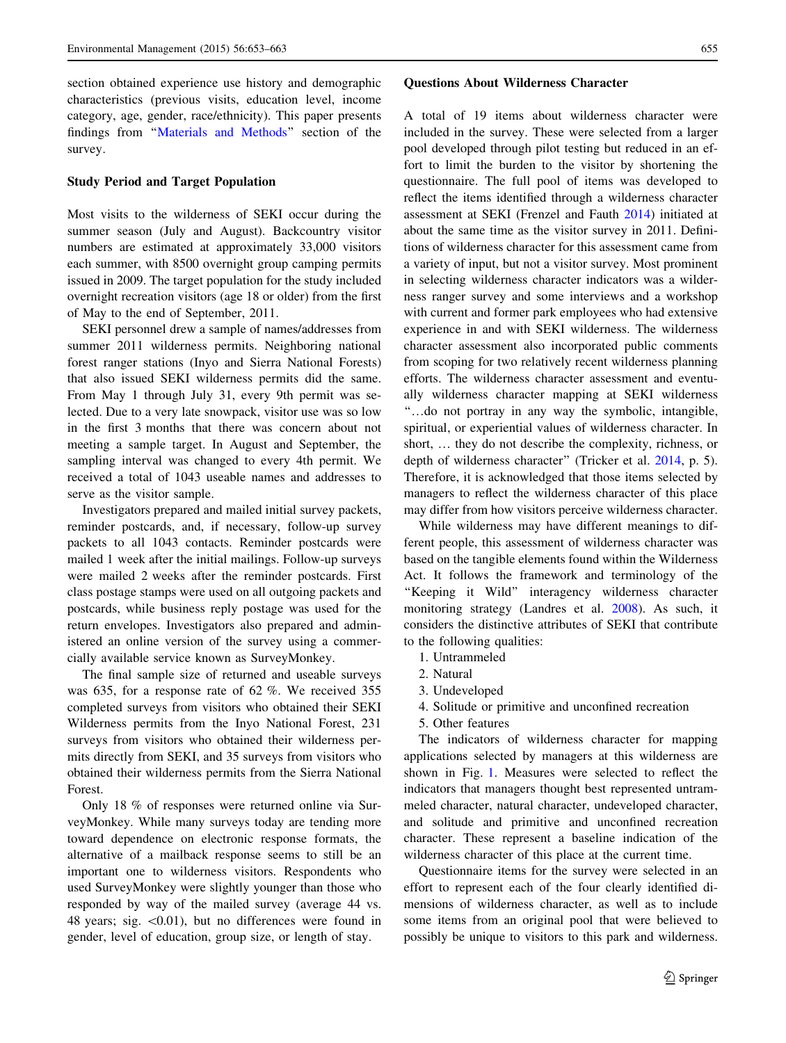section obtained experience use history and demographic characteristics (previous visits, education level, income category, age, gender, race/ethnicity). This paper presents findings from "Materials and Methods" section of the survey.

### Study Period and Target Population

Most visits to the wilderness of SEKI occur during the summer season (July and August). Backcountry visitor numbers are estimated at approximately 33,000 visitors each summer, with 8500 overnight group camping permits issued in 2009. The target population for the study included overnight recreation visitors (age 18 or older) from the first of May to the end of September, 2011.

SEKI personnel drew a sample of names/addresses from summer 2011 wilderness permits. Neighboring national forest ranger stations (Inyo and Sierra National Forests) that also issued SEKI wilderness permits did the same. From May 1 through July 31, every 9th permit was selected. Due to a very late snowpack, visitor use was so low in the first 3 months that there was concern about not meeting a sample target. In August and September, the sampling interval was changed to every 4th permit. We received a total of 1043 useable names and addresses to serve as the visitor sample.

Investigators prepared and mailed initial survey packets, reminder postcards, and, if necessary, follow-up survey packets to all 1043 contacts. Reminder postcards were mailed 1 week after the initial mailings. Follow-up surveys were mailed 2 weeks after the reminder postcards. First class postage stamps were used on all outgoing packets and postcards, while business reply postage was used for the return envelopes. Investigators also prepared and administered an online version of the survey using a commercially available service known as SurveyMonkey.

The final sample size of returned and useable surveys was 635, for a response rate of 62 %. We received 355 completed surveys from visitors who obtained their SEKI Wilderness permits from the Inyo National Forest, 231 surveys from visitors who obtained their wilderness permits directly from SEKI, and 35 surveys from visitors who obtained their wilderness permits from the Sierra National Forest.

Only 18 % of responses were returned online via SurveyMonkey. While many surveys today are tending more toward dependence on electronic response formats, the alternative of a mailback response seems to still be an important one to wilderness visitors. Respondents who used SurveyMonkey were slightly younger than those who responded by way of the mailed survey (average 44 vs. 48 years; sig. $<0.01$), but no differences were found in gender, level of education, group size, or length of stay.

### Questions About Wilderness Character

A total of 19 items about wilderness character were included in the survey. These were selected from a larger pool developed through pilot testing but reduced in an effort to limit the burden to the visitor by shortening the questionnaire. The full pool of items was developed to reflect the items identified through a wilderness character assessment at SEKI (Frenzel and Fauth 2014) initiated at about the same time as the visitor survey in 2011. Definitions of wilderness character for this assessment came from a variety of input, but not a visitor survey. Most prominent in selecting wilderness character indicators was a wilderness ranger survey and some interviews and a workshop with current and former park employees who had extensive experience in and with SEKI wilderness. The wilderness character assessment also incorporated public comments from scoping for two relatively recent wilderness planning efforts. The wilderness character assessment and eventually wilderness character mapping at SEKI wilderness "…do not portray in any way the symbolic, intangible, spiritual, or experiential values of wilderness character. In short, … they do not describe the complexity, richness, or depth of wilderness character" (Tricker et al. 2014, p. 5). Therefore, it is acknowledged that those items selected by managers to reflect the wilderness character of this place may differ from how visitors perceive wilderness character.

While wilderness may have different meanings to different people, this assessment of wilderness character was based on the tangible elements found within the Wilderness Act. It follows the framework and terminology of the "Keeping it Wild" interagency wilderness character monitoring strategy (Landres et al. 2008). As such, it considers the distinctive attributes of SEKI that contribute to the following qualities:

1. Untrammeled
2. Natural
3. Undeveloped
4. Solitude or primitive and unconfined recreation
5. Other features

The indicators of wilderness character for mapping applications selected by managers at this wilderness are shown in Fig. 1. Measures were selected to reflect the indicators that managers thought best represented untrammeled character, natural character, undeveloped character, and solitude and primitive and unconfined recreation character. These represent a baseline indication of the wilderness character of this place at the current time.

Questionnaire items for the survey were selected in an effort to represent each of the four clearly identified dimensions of wilderness character, as well as to include some items from an original pool that were believed to possibly be unique to visitors to this park and wilderness.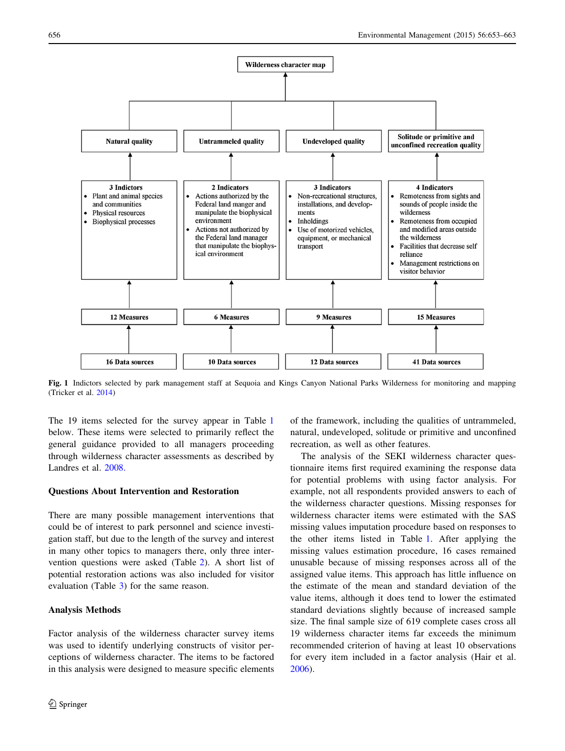**Wilderness character map**

| Natural quality | Untrammeled quality | Undeveloped quality | Solitude or primitive and unconfined recreation quality |
|---|---|---|---|
| **3 Indictors**<br>• Plant and animal species and communities<br>• Physical resources<br>• Biophysical processes | **2 Indicators**<br>• Actions authorized by the Federal land manger and manipulate the biophysical environment<br>• Actions not authorized by the Federal land manager that manipulate the biophysical environment | **3 Indicators**<br>• Non-recreational structures, installations, and developments<br>• Inholdings<br>• Use of motorized vehicles, equipment, or mechanical transport | **4 Indicators**<br>• Remoteness from sights and sounds of people inside the wilderness<br>• Remoteness from occupied and modified areas outside the wilderness<br>• Facilities that decrease self reliance<br>• Management restrictions on visitor behavior |
| **12 Measures** | **6 Measures** | **9 Measures** | **15 Measures** |
| **16 Data sources** | **10 Data sources** | **12 Data sources** | **41 Data sources** |

**Fig. 1** Indictors selected by park management staff at Sequoia and Kings Canyon National Parks Wilderness for monitoring and mapping (Tricker et al. 2014)

The 19 items selected for the survey appear in Table 1 below. These items were selected to primarily reflect the general guidance provided to all managers proceeding through wilderness character assessments as described by Landres et al. 2008.

### Questions About Intervention and Restoration

There are many possible management interventions that could be of interest to park personnel and science investigation staff, but due to the length of the survey and interest in many other topics to managers there, only three intervention questions were asked (Table 2). A short list of potential restoration actions was also included for visitor evaluation (Table 3) for the same reason.

### Analysis Methods

Factor analysis of the wilderness character survey items was used to identify underlying constructs of visitor perceptions of wilderness character. The items to be factored in this analysis were designed to measure specific elements of the framework, including the qualities of untrammeled, natural, undeveloped, solitude or primitive and unconfined recreation, as well as other features.

The analysis of the SEKI wilderness character questionnaire items first required examining the response data for potential problems with using factor analysis. For example, not all respondents provided answers to each of the wilderness character questions. Missing responses for wilderness character items were estimated with the SAS missing values imputation procedure based on responses to the other items listed in Table 1. After applying the missing values estimation procedure, 16 cases remained unusable because of missing responses across all of the assigned value items. This approach has little influence on the estimate of the mean and standard deviation of the value items, although it does tend to lower the estimated standard deviations slightly because of increased sample size. The final sample size of 619 complete cases cross all 19 wilderness character items far exceeds the minimum recommended criterion of having at least 10 observations for every item included in a factor analysis (Hair et al. 2006).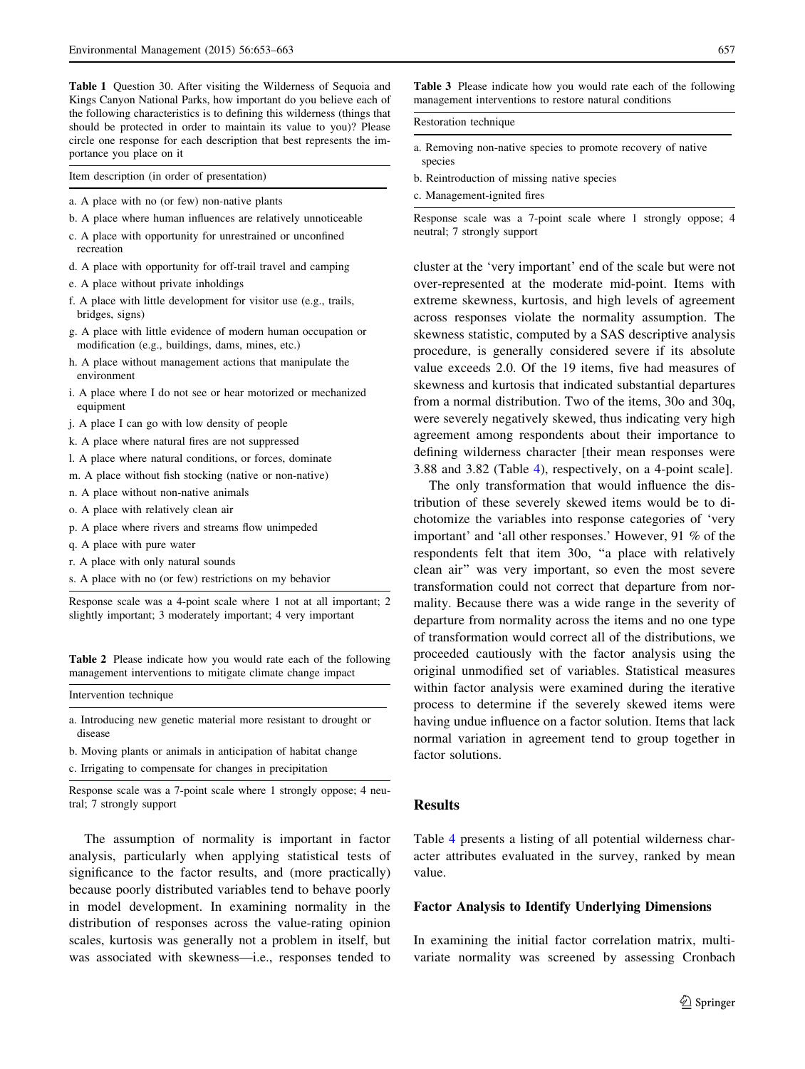**Table 1** Question 30. After visiting the Wilderness of Sequoia and Kings Canyon National Parks, how important do you believe each of the following characteristics is to defining this wilderness (things that should be protected in order to maintain its value to you)? Please circle one response for each description that best represents the importance you place on it

| Item description (in order of presentation) |
| --- |
| a. A place with no (or few) non-native plants |
| b. A place where human influences are relatively unnoticeable |
| c. A place with opportunity for unrestrained or unconfined recreation |
| d. A place with opportunity for off-trail travel and camping |
| e. A place without private inholdings |
| f. A place with little development for visitor use (e.g., trails, bridges, signs) |
| g. A place with little evidence of modern human occupation or modification (e.g., buildings, dams, mines, etc.) |
| h. A place without management actions that manipulate the environment |
| i. A place where I do not see or hear motorized or mechanized equipment |
| j. A place I can go with low density of people |
| k. A place where natural fires are not suppressed |
| l. A place where natural conditions, or forces, dominate |
| m. A place without fish stocking (native or non-native) |
| n. A place without non-native animals |
| o. A place with relatively clean air |
| p. A place where rivers and streams flow unimpeded |
| q. A place with pure water |
| r. A place with only natural sounds |
| s. A place with no (or few) restrictions on my behavior |

Response scale was a 4-point scale where 1 not at all important; 2 slightly important; 3 moderately important; 4 very important

**Table 2** Please indicate how you would rate each of the following management interventions to mitigate climate change impact

| Intervention technique |
| --- |
| a. Introducing new genetic material more resistant to drought or disease |
| b. Moving plants or animals in anticipation of habitat change |
| c. Irrigating to compensate for changes in precipitation |

Response scale was a 7-point scale where 1 strongly oppose; 4 neutral; 7 strongly support

The assumption of normality is important in factor analysis, particularly when applying statistical tests of significance to the factor results, and (more practically) because poorly distributed variables tend to behave poorly in model development. In examining normality in the distribution of responses across the value-rating opinion scales, kurtosis was generally not a problem in itself, but was associated with skewness—i.e., responses tended to cluster at the 'very important' end of the scale but were not over-represented at the moderate mid-point. Items with extreme skewness, kurtosis, and high levels of agreement across responses violate the normality assumption. The skewness statistic, computed by a SAS descriptive analysis procedure, is generally considered severe if its absolute value exceeds 2.0. Of the 19 items, five had measures of skewness and kurtosis that indicated substantial departures from a normal distribution. Two of the items, 30o and 30q, were severely negatively skewed, thus indicating very high agreement among respondents about their importance to defining wilderness character [their mean responses were 3.88 and 3.82 (Table 4), respectively, on a 4-point scale].

The only transformation that would influence the distribution of these severely skewed items would be to dichotomize the variables into response categories of 'very important' and 'all other responses.' However, 91 % of the respondents felt that item 30o, "a place with relatively clean air" was very important, so even the most severe transformation could not correct that departure from normality. Because there was a wide range in the severity of departure from normality across the items and no one type of transformation would correct all of the distributions, we proceeded cautiously with the factor analysis using the original unmodified set of variables. Statistical measures within factor analysis were examined during the iterative process to determine if the severely skewed items were having undue influence on a factor solution. Items that lack normal variation in agreement tend to group together in factor solutions.

**Table 3** Please indicate how you would rate each of the following management interventions to restore natural conditions

| Restoration technique |
| --- |
| a. Removing non-native species to promote recovery of native species |
| b. Reintroduction of missing native species |
| c. Management-ignited fires |

Response scale was a 7-point scale where 1 strongly oppose; 4 neutral; 7 strongly support

## Results

Table 4 presents a listing of all potential wilderness character attributes evaluated in the survey, ranked by mean value.

### Factor Analysis to Identify Underlying Dimensions

In examining the initial factor correlation matrix, multivariate normality was screened by assessing Cronbach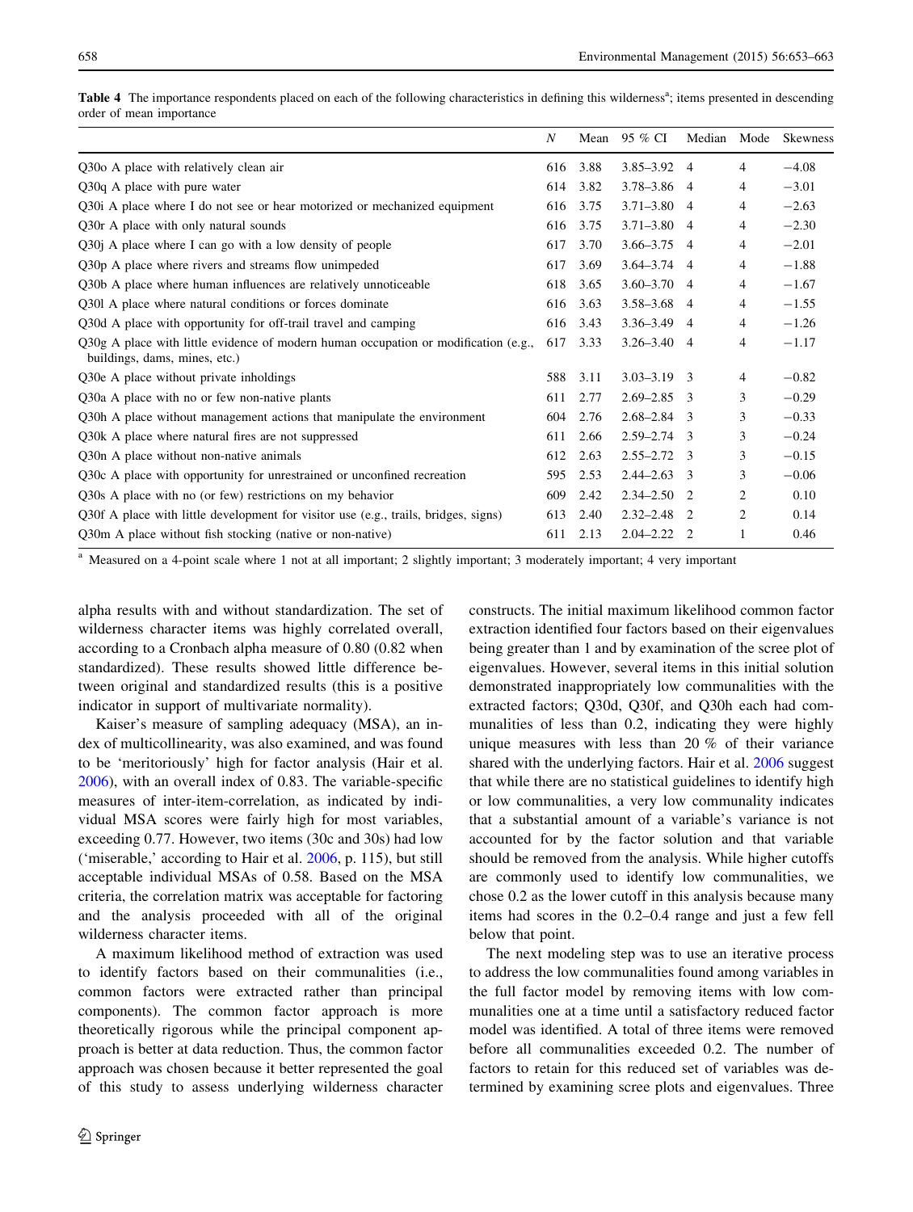**Table 4** The importance respondents placed on each of the following characteristics in defining this wilderness[a]; items presented in descending order of mean importance

| | N | Mean | 95 % CI | Median | Mode | Skewness |
|---|---|---|---|---|---|---|
| Q30o A place with relatively clean air | 616 | 3.88 | 3.85–3.92 | 4 | 4 | −4.08 |
| Q30q A place with pure water | 614 | 3.82 | 3.78–3.86 | 4 | 4 | −3.01 |
| Q30i A place where I do not see or hear motorized or mechanized equipment | 616 | 3.75 | 3.71–3.80 | 4 | 4 | −2.63 |
| Q30r A place with only natural sounds | 616 | 3.75 | 3.71–3.80 | 4 | 4 | −2.30 |
| Q30j A place where I can go with a low density of people | 617 | 3.70 | 3.66–3.75 | 4 | 4 | −2.01 |
| Q30p A place where rivers and streams flow unimpeded | 617 | 3.69 | 3.64–3.74 | 4 | 4 | −1.88 |
| Q30b A place where human influences are relatively unnoticeable | 618 | 3.65 | 3.60–3.70 | 4 | 4 | −1.67 |
| Q30l A place where natural conditions or forces dominate | 616 | 3.63 | 3.58–3.68 | 4 | 4 | −1.55 |
| Q30d A place with opportunity for off-trail travel and camping | 616 | 3.43 | 3.36–3.49 | 4 | 4 | −1.26 |
| Q30g A place with little evidence of modern human occupation or modification (e.g., buildings, dams, mines, etc.) | 617 | 3.33 | 3.26–3.40 | 4 | 4 | −1.17 |
| Q30e A place without private inholdings | 588 | 3.11 | 3.03–3.19 | 3 | 4 | −0.82 |
| Q30a A place with no or few non-native plants | 611 | 2.77 | 2.69–2.85 | 3 | 3 | −0.29 |
| Q30h A place without management actions that manipulate the environment | 604 | 2.76 | 2.68–2.84 | 3 | 3 | −0.33 |
| Q30k A place where natural fires are not suppressed | 611 | 2.66 | 2.59–2.74 | 3 | 3 | −0.24 |
| Q30n A place without non-native animals | 612 | 2.63 | 2.55–2.72 | 3 | 3 | −0.15 |
| Q30c A place with opportunity for unrestrained or unconfined recreation | 595 | 2.53 | 2.44–2.63 | 3 | 3 | −0.06 |
| Q30s A place with no (or few) restrictions on my behavior | 609 | 2.42 | 2.34–2.50 | 2 | 2 | 0.10 |
| Q30f A place with little development for visitor use (e.g., trails, bridges, signs) | 613 | 2.40 | 2.32–2.48 | 2 | 2 | 0.14 |
| Q30m A place without fish stocking (native or non-native) | 611 | 2.13 | 2.04–2.22 | 2 | 1 | 0.46 |

[a] Measured on a 4-point scale where 1 not at all important; 2 slightly important; 3 moderately important; 4 very important

alpha results with and without standardization. The set of wilderness character items was highly correlated overall, according to a Cronbach alpha measure of 0.80 (0.82 when standardized). These results showed little difference between original and standardized results (this is a positive indicator in support of multivariate normality).

Kaiser's measure of sampling adequacy (MSA), an index of multicollinearity, was also examined, and was found to be 'meritoriously' high for factor analysis (Hair et al. 2006), with an overall index of 0.83. The variable-specific measures of inter-item-correlation, as indicated by individual MSA scores were fairly high for most variables, exceeding 0.77. However, two items (30c and 30s) had low ('miserable,' according to Hair et al. 2006, p. 115), but still acceptable individual MSAs of 0.58. Based on the MSA criteria, the correlation matrix was acceptable for factoring and the analysis proceeded with all of the original wilderness character items.

A maximum likelihood method of extraction was used to identify factors based on their communalities (i.e., common factors were extracted rather than principal components). The common factor approach is more theoretically rigorous while the principal component approach is better at data reduction. Thus, the common factor approach was chosen because it better represented the goal of this study to assess underlying wilderness character constructs. The initial maximum likelihood common factor extraction identified four factors based on their eigenvalues being greater than 1 and by examination of the scree plot of eigenvalues. However, several items in this initial solution demonstrated inappropriately low communalities with the extracted factors; Q30d, Q30f, and Q30h each had communalities of less than 0.2, indicating they were highly unique measures with less than 20 % of their variance shared with the underlying factors. Hair et al. 2006 suggest that while there are no statistical guidelines to identify high or low communalities, a very low communality indicates that a substantial amount of a variable's variance is not accounted for by the factor solution and that variable should be removed from the analysis. While higher cutoffs are commonly used to identify low communalities, we chose 0.2 as the lower cutoff in this analysis because many items had scores in the 0.2–0.4 range and just a few fell below that point.

The next modeling step was to use an iterative process to address the low communalities found among variables in the full factor model by removing items with low communalities one at a time until a satisfactory reduced factor model was identified. A total of three items were removed before all communalities exceeded 0.2. The number of factors to retain for this reduced set of variables was determined by examining scree plots and eigenvalues. Three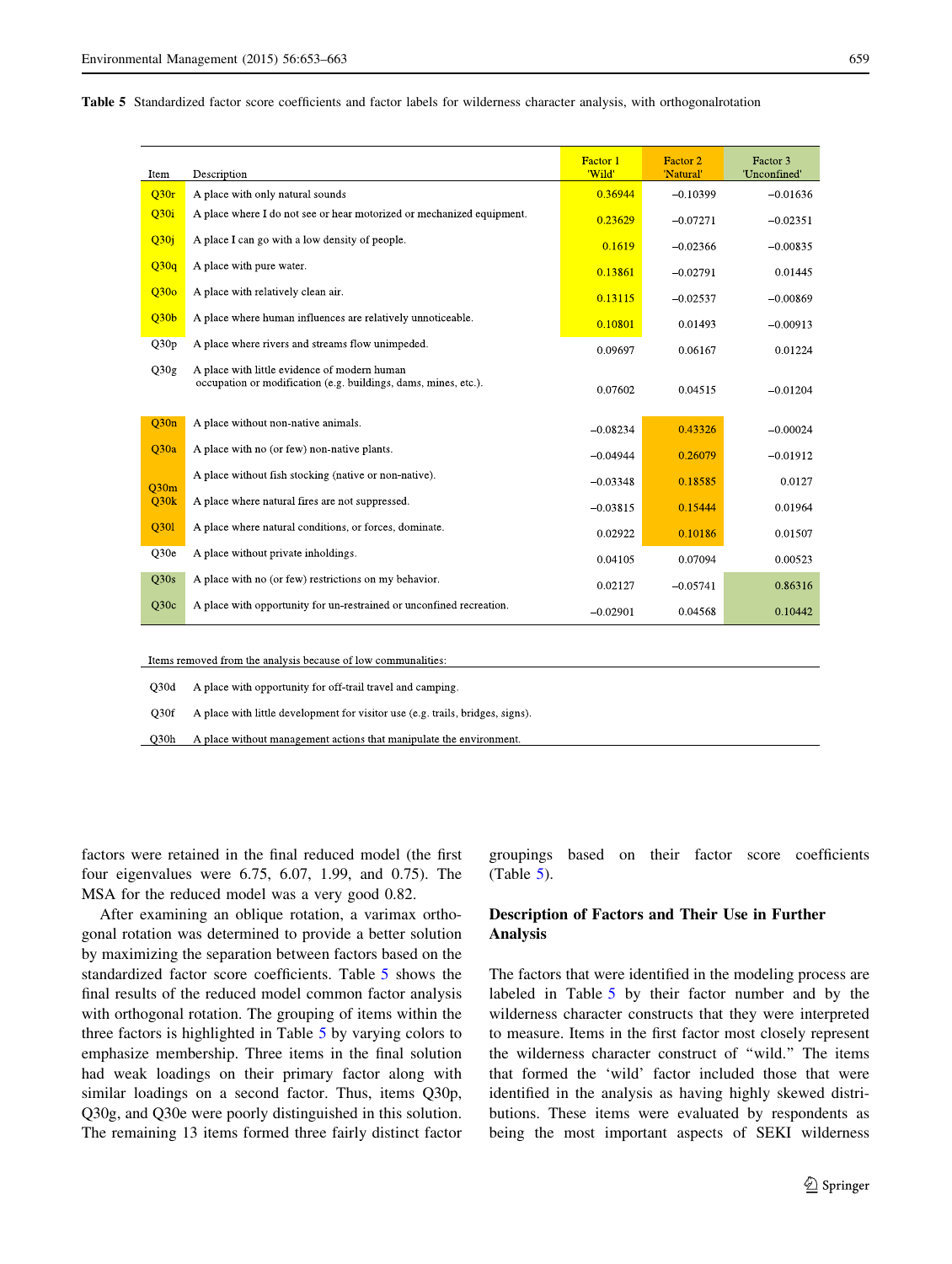**Table 5** Standardized factor score coefficients and factor labels for wilderness character analysis, with orthogonalrotation

| Item | Description | Factor 1 'Wild' | Factor 2 'Natural' | Factor 3 'Unconfined' |
|---|---|---|---|---|
| Q30r | A place with only natural sounds | 0.36944 | −0.10399 | −0.01636 |
| Q30i | A place where I do not see or hear motorized or mechanized equipment. | 0.23629 | −0.07271 | −0.02351 |
| Q30j | A place I can go with a low density of people. | 0.1619 | −0.02366 | −0.00835 |
| Q30q | A place with pure water. | 0.13861 | −0.02791 | 0.01445 |
| Q30o | A place with relatively clean air. | 0.13115 | −0.02537 | −0.00869 |
| Q30b | A place where human influences are relatively unnoticeable. | 0.10801 | 0.01493 | −0.00913 |
| Q30p | A place where rivers and streams flow unimpeded. | 0.09697 | 0.06167 | 0.01224 |
| Q30g | A place with little evidence of modern human occupation or modification (e.g. buildings, dams, mines, etc.). | 0.07602 | 0.04515 | −0.01204 |
| Q30n | A place without non-native animals. | −0.08234 | 0.43326 | −0.00024 |
| Q30a | A place with no (or few) non-native plants. | −0.04944 | 0.26079 | −0.01912 |
| Q30m | A place without fish stocking (native or non-native). | −0.03348 | 0.18585 | 0.0127 |
| Q30k | A place where natural fires are not suppressed. | −0.03815 | 0.15444 | 0.01964 |
| Q30l | A place where natural conditions, or forces, dominate. | 0.02922 | 0.10186 | 0.01507 |
| Q30e | A place without private inholdings. | 0.04105 | 0.07094 | 0.00523 |
| Q30s | A place with no (or few) restrictions on my behavior. | 0.02127 | −0.05741 | 0.86316 |
| Q30c | A place with opportunity for un-restrained or unconfined recreation. | −0.02901 | 0.04568 | 0.10442 |

Items removed from the analysis because of low communalities:

| Item | Description |
|---|---|
| Q30d | A place with opportunity for off-trail travel and camping. |
| Q30f | A place with little development for visitor use (e.g. trails, bridges, signs). |
| Q30h | A place without management actions that manipulate the environment. |

factors were retained in the final reduced model (the first four eigenvalues were 6.75, 6.07, 1.99, and 0.75). The MSA for the reduced model was a very good 0.82.

After examining an oblique rotation, a varimax orthogonal rotation was determined to provide a better solution by maximizing the separation between factors based on the standardized factor score coefficients. Table 5 shows the final results of the reduced model common factor analysis with orthogonal rotation. The grouping of items within the three factors is highlighted in Table 5 by varying colors to emphasize membership. Three items in the final solution had weak loadings on their primary factor along with similar loadings on a second factor. Thus, items Q30p, Q30g, and Q30e were poorly distinguished in this solution. The remaining 13 items formed three fairly distinct factor groupings based on their factor score coefficients (Table 5).

## Description of Factors and Their Use in Further Analysis

The factors that were identified in the modeling process are labeled in Table 5 by their factor number and by the wilderness character constructs that they were interpreted to measure. Items in the first factor most closely represent the wilderness character construct of "wild." The items that formed the 'wild' factor included those that were identified in the analysis as having highly skewed distributions. These items were evaluated by respondents as being the most important aspects of SEKI wilderness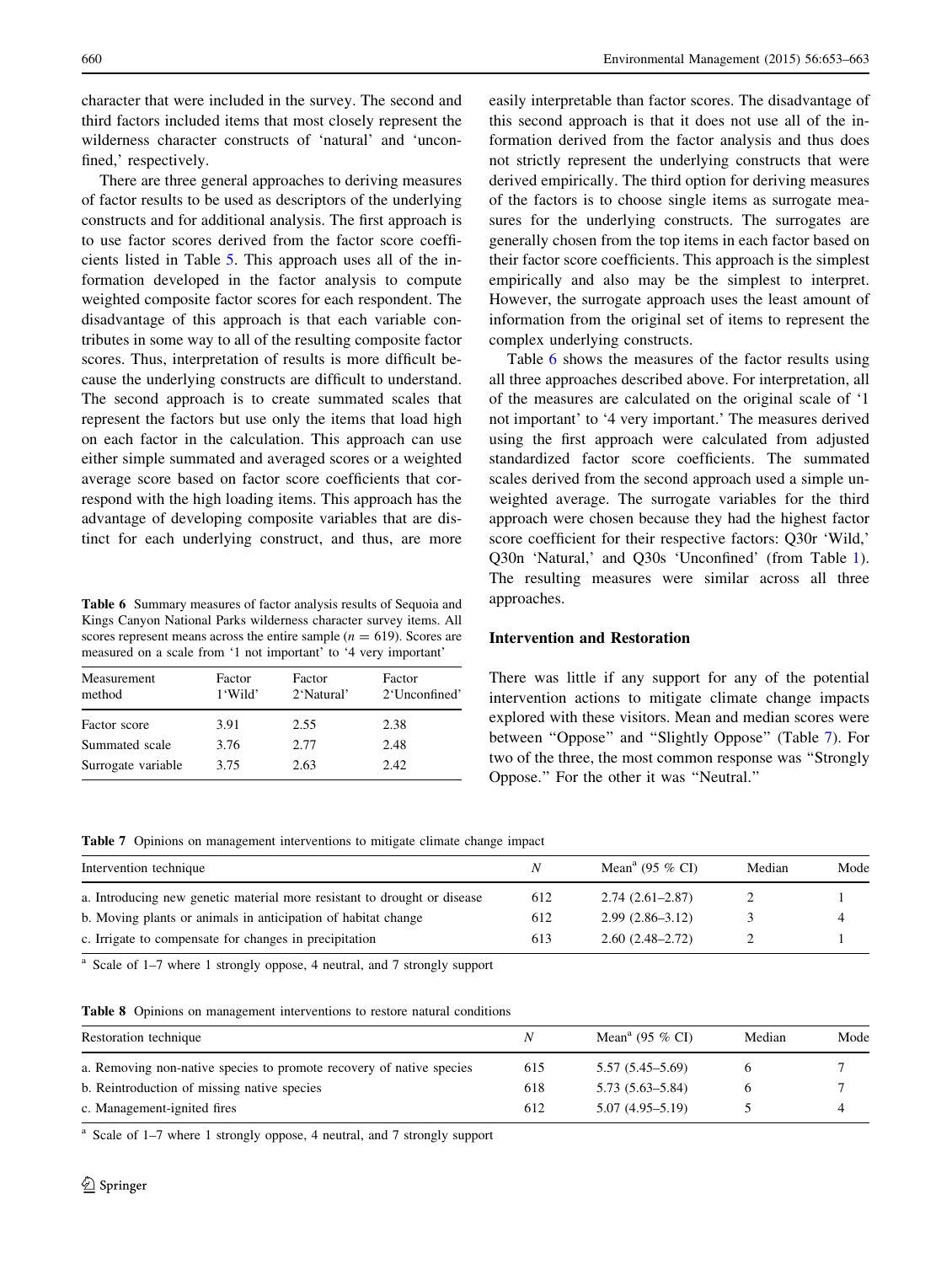character that were included in the survey. The second and third factors included items that most closely represent the wilderness character constructs of 'natural' and 'unconfined,' respectively.

There are three general approaches to deriving measures of factor results to be used as descriptors of the underlying constructs and for additional analysis. The first approach is to use factor scores derived from the factor score coefficients listed in Table 5. This approach uses all of the information developed in the factor analysis to compute weighted composite factor scores for each respondent. The disadvantage of this approach is that each variable contributes in some way to all of the resulting composite factor scores. Thus, interpretation of results is more difficult because the underlying constructs are difficult to understand. The second approach is to create summated scales that represent the factors but use only the items that load high on each factor in the calculation. This approach can use either simple summated and averaged scores or a weighted average score based on factor score coefficients that correspond with the high loading items. This approach has the advantage of developing composite variables that are distinct for each underlying construct, and thus, are more easily interpretable than factor scores. The disadvantage of this second approach is that it does not use all of the information derived from the factor analysis and thus does not strictly represent the underlying constructs that were derived empirically. The third option for deriving measures of the factors is to choose single items as surrogate measures for the underlying constructs. The surrogates are generally chosen from the top items in each factor based on their factor score coefficients. This approach is the simplest empirically and also may be the simplest to interpret. However, the surrogate approach uses the least amount of information from the original set of items to represent the complex underlying constructs.

**Table 6** Summary measures of factor analysis results of Sequoia and Kings Canyon National Parks wilderness character survey items. All scores represent means across the entire sample ($n = 619$). Scores are measured on a scale from '1 not important' to '4 very important'

| Measurement method | Factor 1'Wild' | Factor 2'Natural' | Factor 2'Unconfined' |
|---|---|---|---|
| Factor score | 3.91 | 2.55 | 2.38 |
| Summated scale | 3.76 | 2.77 | 2.48 |
| Surrogate variable | 3.75 | 2.63 | 2.42 |

Table 6 shows the measures of the factor results using all three approaches described above. For interpretation, all of the measures are calculated on the original scale of '1 not important' to '4 very important.' The measures derived using the first approach were calculated from adjusted standardized factor score coefficients. The summated scales derived from the second approach used a simple unweighted average. The surrogate variables for the third approach were chosen because they had the highest factor score coefficient for their respective factors: Q30r 'Wild,' Q30n 'Natural,' and Q30s 'Unconfined' (from Table 1). The resulting measures were similar across all three approaches.

## Intervention and Restoration

There was little if any support for any of the potential intervention actions to mitigate climate change impacts explored with these visitors. Mean and median scores were between "Oppose" and "Slightly Oppose" (Table 7). For two of the three, the most common response was "Strongly Oppose." For the other it was "Neutral."

**Table 7** Opinions on management interventions to mitigate climate change impact

| Intervention technique | N | Mean[a] (95 % CI) | Median | Mode |
|---|---|---|---|---|
| a. Introducing new genetic material more resistant to drought or disease | 612 | 2.74 (2.61–2.87) | 2 | 1 |
| b. Moving plants or animals in anticipation of habitat change | 612 | 2.99 (2.86–3.12) | 3 | 4 |
| c. Irrigate to compensate for changes in precipitation | 613 | 2.60 (2.48–2.72) | 2 | 1 |

[a] Scale of 1–7 where 1 strongly oppose, 4 neutral, and 7 strongly support

**Table 8** Opinions on management interventions to restore natural conditions

| Restoration technique | N | Mean[a] (95 % CI) | Median | Mode |
|---|---|---|---|---|
| a. Removing non-native species to promote recovery of native species | 615 | 5.57 (5.45–5.69) | 6 | 7 |
| b. Reintroduction of missing native species | 618 | 5.73 (5.63–5.84) | 6 | 7 |
| c. Management-ignited fires | 612 | 5.07 (4.95–5.19) | 5 | 4 |

[a] Scale of 1–7 where 1 strongly oppose, 4 neutral, and 7 strongly support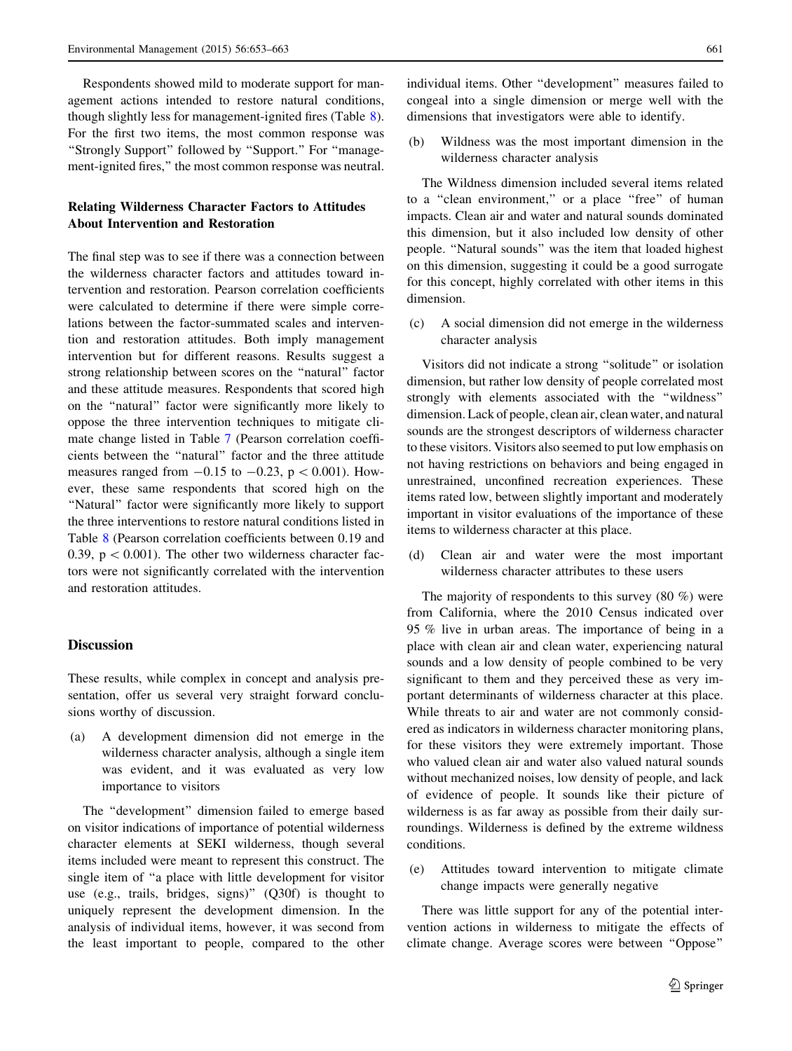Respondents showed mild to moderate support for management actions intended to restore natural conditions, though slightly less for management-ignited fires (Table 8). For the first two items, the most common response was "Strongly Support" followed by "Support." For "management-ignited fires," the most common response was neutral.

### Relating Wilderness Character Factors to Attitudes About Intervention and Restoration

The final step was to see if there was a connection between the wilderness character factors and attitudes toward intervention and restoration. Pearson correlation coefficients were calculated to determine if there were simple correlations between the factor-summated scales and intervention and restoration attitudes. Both imply management intervention but for different reasons. Results suggest a strong relationship between scores on the "natural" factor and these attitude measures. Respondents that scored high on the "natural" factor were significantly more likely to oppose the three intervention techniques to mitigate climate change listed in Table 7 (Pearson correlation coefficients between the "natural" factor and the three attitude measures ranged from $-0.15$ to $-0.23$, $p < 0.001$). However, these same respondents that scored high on the "Natural" factor were significantly more likely to support the three interventions to restore natural conditions listed in Table 8 (Pearson correlation coefficients between 0.19 and 0.39, $p < 0.001$). The other two wilderness character factors were not significantly correlated with the intervention and restoration attitudes.

## Discussion

These results, while complex in concept and analysis presentation, offer us several very straight forward conclusions worthy of discussion.

(a) A development dimension did not emerge in the wilderness character analysis, although a single item was evident, and it was evaluated as very low importance to visitors

The "development" dimension failed to emerge based on visitor indications of importance of potential wilderness character elements at SEKI wilderness, though several items included were meant to represent this construct. The single item of "a place with little development for visitor use (e.g., trails, bridges, signs)" (Q30f) is thought to uniquely represent the development dimension. In the analysis of individual items, however, it was second from the least important to people, compared to the other individual items. Other "development" measures failed to congeal into a single dimension or merge well with the dimensions that investigators were able to identify.

(b) Wildness was the most important dimension in the wilderness character analysis

The Wildness dimension included several items related to a "clean environment," or a place "free" of human impacts. Clean air and water and natural sounds dominated this dimension, but it also included low density of other people. "Natural sounds" was the item that loaded highest on this dimension, suggesting it could be a good surrogate for this concept, highly correlated with other items in this dimension.

(c) A social dimension did not emerge in the wilderness character analysis

Visitors did not indicate a strong "solitude" or isolation dimension, but rather low density of people correlated most strongly with elements associated with the "wildness" dimension. Lack of people, clean air, clean water, and natural sounds are the strongest descriptors of wilderness character to these visitors. Visitors also seemed to put low emphasis on not having restrictions on behaviors and being engaged in unrestrained, unconfined recreation experiences. These items rated low, between slightly important and moderately important in visitor evaluations of the importance of these items to wilderness character at this place.

(d) Clean air and water were the most important wilderness character attributes to these users

The majority of respondents to this survey (80 %) were from California, where the 2010 Census indicated over 95 % live in urban areas. The importance of being in a place with clean air and clean water, experiencing natural sounds and a low density of people combined to be very significant to them and they perceived these as very important determinants of wilderness character at this place. While threats to air and water are not commonly considered as indicators in wilderness character monitoring plans, for these visitors they were extremely important. Those who valued clean air and water also valued natural sounds without mechanized noises, low density of people, and lack of evidence of people. It sounds like their picture of wilderness is as far away as possible from their daily surroundings. Wilderness is defined by the extreme wildness conditions.

(e) Attitudes toward intervention to mitigate climate change impacts were generally negative

There was little support for any of the potential intervention actions in wilderness to mitigate the effects of climate change. Average scores were between "Oppose"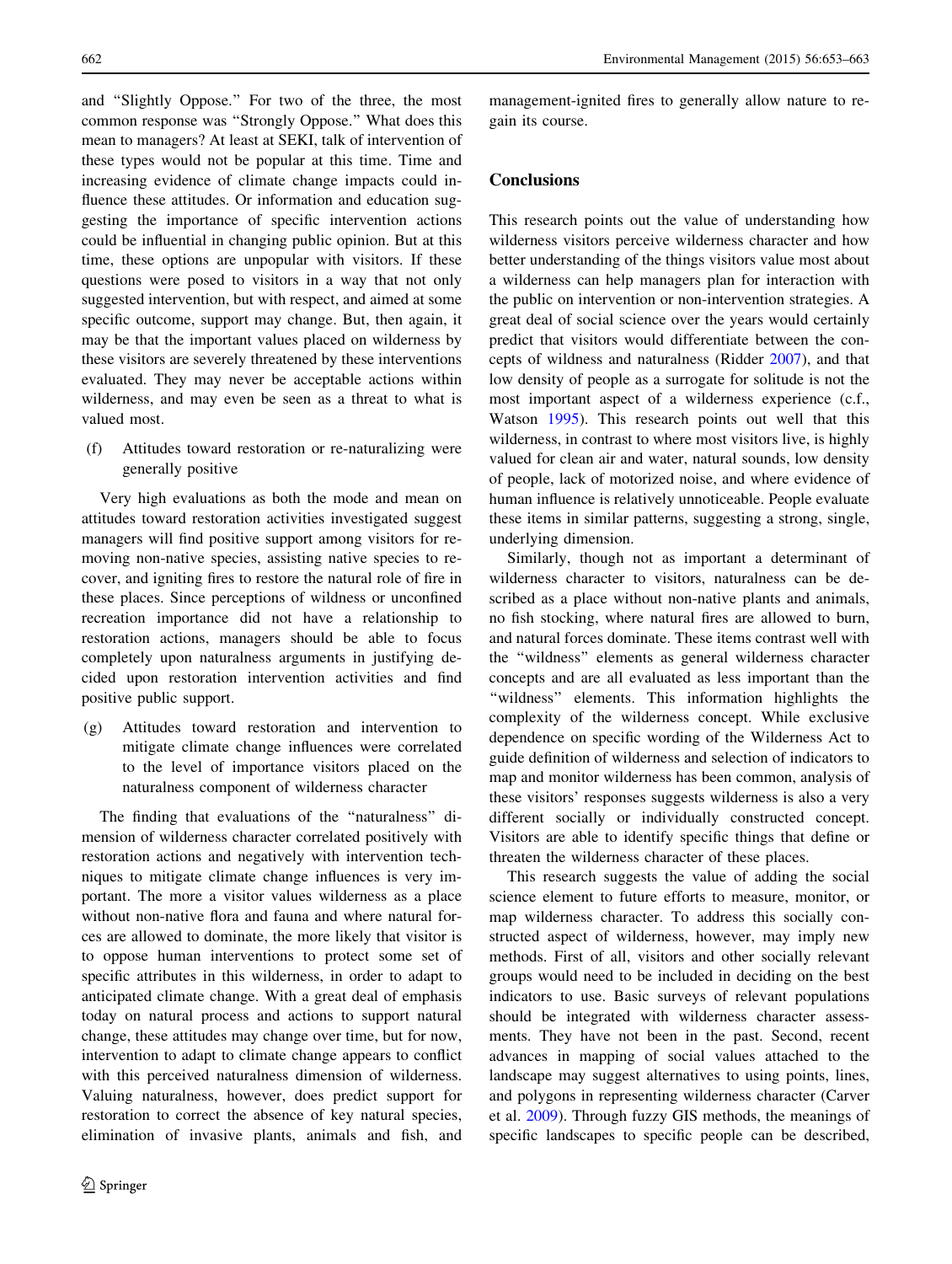and "Slightly Oppose." For two of the three, the most common response was "Strongly Oppose." What does this mean to managers? At least at SEKI, talk of intervention of these types would not be popular at this time. Time and increasing evidence of climate change impacts could influence these attitudes. Or information and education suggesting the importance of specific intervention actions could be influential in changing public opinion. But at this time, these options are unpopular with visitors. If these questions were posed to visitors in a way that not only suggested intervention, but with respect, and aimed at some specific outcome, support may change. But, then again, it may be that the important values placed on wilderness by these visitors are severely threatened by these interventions evaluated. They may never be acceptable actions within wilderness, and may even be seen as a threat to what is valued most.

(f) Attitudes toward restoration or re-naturalizing were generally positive

Very high evaluations as both the mode and mean on attitudes toward restoration activities investigated suggest managers will find positive support among visitors for removing non-native species, assisting native species to recover, and igniting fires to restore the natural role of fire in these places. Since perceptions of wildness or unconfined recreation importance did not have a relationship to restoration actions, managers should be able to focus completely upon naturalness arguments in justifying decided upon restoration intervention activities and find positive public support.

(g) Attitudes toward restoration and intervention to mitigate climate change influences were correlated to the level of importance visitors placed on the naturalness component of wilderness character

The finding that evaluations of the "naturalness" dimension of wilderness character correlated positively with restoration actions and negatively with intervention techniques to mitigate climate change influences is very important. The more a visitor values wilderness as a place without non-native flora and fauna and where natural forces are allowed to dominate, the more likely that visitor is to oppose human interventions to protect some set of specific attributes in this wilderness, in order to adapt to anticipated climate change. With a great deal of emphasis today on natural process and actions to support natural change, these attitudes may change over time, but for now, intervention to adapt to climate change appears to conflict with this perceived naturalness dimension of wilderness. Valuing naturalness, however, does predict support for restoration to correct the absence of key natural species, elimination of invasive plants, animals and fish, and management-ignited fires to generally allow nature to regain its course.

## Conclusions

This research points out the value of understanding how wilderness visitors perceive wilderness character and how better understanding of the things visitors value most about a wilderness can help managers plan for interaction with the public on intervention or non-intervention strategies. A great deal of social science over the years would certainly predict that visitors would differentiate between the concepts of wildness and naturalness (Ridder 2007), and that low density of people as a surrogate for solitude is not the most important aspect of a wilderness experience (c.f., Watson 1995). This research points out well that this wilderness, in contrast to where most visitors live, is highly valued for clean air and water, natural sounds, low density of people, lack of motorized noise, and where evidence of human influence is relatively unnoticeable. People evaluate these items in similar patterns, suggesting a strong, single, underlying dimension.

Similarly, though not as important a determinant of wilderness character to visitors, naturalness can be described as a place without non-native plants and animals, no fish stocking, where natural fires are allowed to burn, and natural forces dominate. These items contrast well with the "wildness" elements as general wilderness character concepts and are all evaluated as less important than the "wildness" elements. This information highlights the complexity of the wilderness concept. While exclusive dependence on specific wording of the Wilderness Act to guide definition of wilderness and selection of indicators to map and monitor wilderness has been common, analysis of these visitors' responses suggests wilderness is also a very different socially or individually constructed concept. Visitors are able to identify specific things that define or threaten the wilderness character of these places.

This research suggests the value of adding the social science element to future efforts to measure, monitor, or map wilderness character. To address this socially constructed aspect of wilderness, however, may imply new methods. First of all, visitors and other socially relevant groups would need to be included in deciding on the best indicators to use. Basic surveys of relevant populations should be integrated with wilderness character assessments. They have not been in the past. Second, recent advances in mapping of social values attached to the landscape may suggest alternatives to using points, lines, and polygons in representing wilderness character (Carver et al. 2009). Through fuzzy GIS methods, the meanings of specific landscapes to specific people can be described,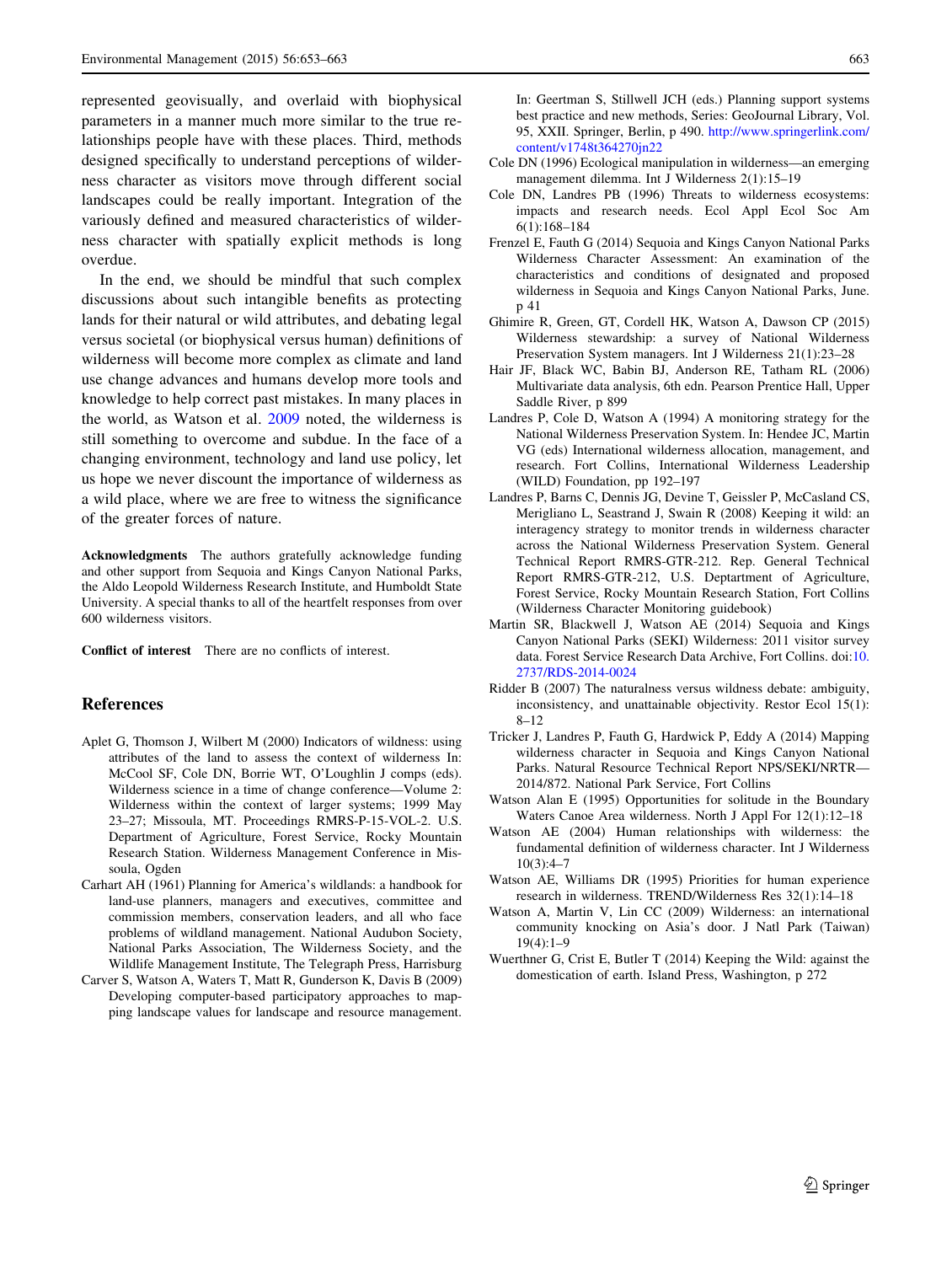represented geovisually, and overlaid with biophysical parameters in a manner much more similar to the true relationships people have with these places. Third, methods designed specifically to understand perceptions of wilderness character as visitors move through different social landscapes could be really important. Integration of the variously defined and measured characteristics of wilderness character with spatially explicit methods is long overdue.

In the end, we should be mindful that such complex discussions about such intangible benefits as protecting lands for their natural or wild attributes, and debating legal versus societal (or biophysical versus human) definitions of wilderness will become more complex as climate and land use change advances and humans develop more tools and knowledge to help correct past mistakes. In many places in the world, as Watson et al. 2009 noted, the wilderness is still something to overcome and subdue. In the face of a changing environment, technology and land use policy, let us hope we never discount the importance of wilderness as a wild place, where we are free to witness the significance of the greater forces of nature.

**Acknowledgments** The authors gratefully acknowledge funding and other support from Sequoia and Kings Canyon National Parks, the Aldo Leopold Wilderness Research Institute, and Humboldt State University. A special thanks to all of the heartfelt responses from over 600 wilderness visitors.

**Conflict of interest** There are no conflicts of interest.

## References

Aplet G, Thomson J, Wilbert M (2000) Indicators of wildness: using attributes of the land to assess the context of wilderness In: McCool SF, Cole DN, Borrie WT, O'Loughlin J comps (eds). Wilderness science in a time of change conference—Volume 2: Wilderness within the context of larger systems; 1999 May 23–27; Missoula, MT. Proceedings RMRS-P-15-VOL-2. U.S. Department of Agriculture, Forest Service, Rocky Mountain Research Station. Wilderness Management Conference in Missoula, Ogden

Carhart AH (1961) Planning for America's wildlands: a handbook for land-use planners, managers and executives, committee and commission members, conservation leaders, and all who face problems of wildland management. National Audubon Society, National Parks Association, The Wilderness Society, and the Wildlife Management Institute, The Telegraph Press, Harrisburg

Carver S, Watson A, Waters T, Matt R, Gunderson K, Davis B (2009) Developing computer-based participatory approaches to mapping landscape values for landscape and resource management. In: Geertman S, Stillwell JCH (eds.) Planning support systems best practice and new methods, Series: GeoJournal Library, Vol. 95, XXII. Springer, Berlin, p 490. http://www.springerlink.com/content/v1748t364270jn22

Cole DN (1996) Ecological manipulation in wilderness—an emerging management dilemma. Int J Wilderness 2(1):15–19

Cole DN, Landres PB (1996) Threats to wilderness ecosystems: impacts and research needs. Ecol Appl Ecol Soc Am 6(1):168–184

Frenzel E, Fauth G (2014) Sequoia and Kings Canyon National Parks Wilderness Character Assessment: An examination of the characteristics and conditions of designated and proposed wilderness in Sequoia and Kings Canyon National Parks, June. p 41

Ghimire R, Green, GT, Cordell HK, Watson A, Dawson CP (2015) Wilderness stewardship: a survey of National Wilderness Preservation System managers. Int J Wilderness 21(1):23–28

Hair JF, Black WC, Babin BJ, Anderson RE, Tatham RL (2006) Multivariate data analysis, 6th edn. Pearson Prentice Hall, Upper Saddle River, p 899

Landres P, Cole D, Watson A (1994) A monitoring strategy for the National Wilderness Preservation System. In: Hendee JC, Martin VG (eds) International wilderness allocation, management, and research. Fort Collins, International Wilderness Leadership (WILD) Foundation, pp 192–197

Landres P, Barns C, Dennis JG, Devine T, Geissler P, McCasland CS, Merigliano L, Seastrand J, Swain R (2008) Keeping it wild: an interagency strategy to monitor trends in wilderness character across the National Wilderness Preservation System. General Technical Report RMRS-GTR-212. Rep. General Technical Report RMRS-GTR-212, U.S. Deptartment of Agriculture, Forest Service, Rocky Mountain Research Station, Fort Collins (Wilderness Character Monitoring guidebook)

Martin SR, Blackwell J, Watson AE (2014) Sequoia and Kings Canyon National Parks (SEKI) Wilderness: 2011 visitor survey data. Forest Service Research Data Archive, Fort Collins. doi:10.2737/RDS-2014-0024

Ridder B (2007) The naturalness versus wildness debate: ambiguity, inconsistency, and unattainable objectivity. Restor Ecol 15(1): 8–12

Tricker J, Landres P, Fauth G, Hardwick P, Eddy A (2014) Mapping wilderness character in Sequoia and Kings Canyon National Parks. Natural Resource Technical Report NPS/SEKI/NRTR—2014/872. National Park Service, Fort Collins

Watson Alan E (1995) Opportunities for solitude in the Boundary Waters Canoe Area wilderness. North J Appl For 12(1):12–18

Watson AE (2004) Human relationships with wilderness: the fundamental definition of wilderness character. Int J Wilderness 10(3):4–7

Watson AE, Williams DR (1995) Priorities for human experience research in wilderness. TREND/Wilderness Res 32(1):14–18

Watson A, Martin V, Lin CC (2009) Wilderness: an international community knocking on Asia's door. J Natl Park (Taiwan) 19(4):1–9

Wuerthner G, Crist E, Butler T (2014) Keeping the Wild: against the domestication of earth. Island Press, Washington, p 272